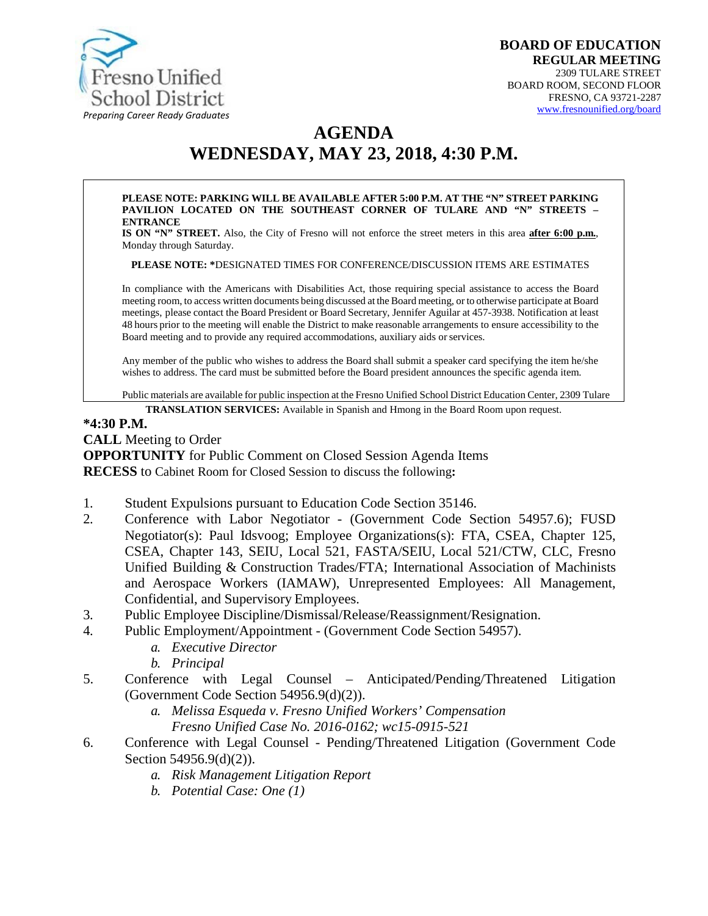Fresno Unified School District
*Preparing Career Ready Graduates*

**BOARD OF EDUCATION**
**REGULAR MEETING**
2309 TULARE STREET
BOARD ROOM, SECOND FLOOR
FRESNO, CA 93721-2287
www.fresnounified.org/board

# AGENDA
# WEDNESDAY, MAY 23, 2018, 4:30 P.M.

**PLEASE NOTE: PARKING WILL BE AVAILABLE AFTER 5:00 P.M. AT THE "N" STREET PARKING PAVILION LOCATED ON THE SOUTHEAST CORNER OF TULARE AND "N" STREETS – ENTRANCE IS ON "N" STREET.** Also, the City of Fresno will not enforce the street meters in this area **after 6:00 p.m.**, Monday through Saturday.

**PLEASE NOTE:** *DESIGNATED TIMES FOR CONFERENCE/DISCUSSION ITEMS ARE ESTIMATES

In compliance with the Americans with Disabilities Act, those requiring special assistance to access the Board meeting room, to access written documents being discussed at the Board meeting, or to otherwise participate at Board meetings, please contact the Board President or Board Secretary, Jennifer Aguilar at 457-3938. Notification at least 48 hours prior to the meeting will enable the District to make reasonable arrangements to ensure accessibility to the Board meeting and to provide any required accommodations, auxiliary aids or services.

Any member of the public who wishes to address the Board shall submit a speaker card specifying the item he/she wishes to address. The card must be submitted before the Board president announces the specific agenda item.

Public materials are available for public inspection at the Fresno Unified School District Education Center, 2309 Tulare

**TRANSLATION SERVICES:** Available in Spanish and Hmong in the Board Room upon request.

**\*4:30 P.M.**

**CALL** Meeting to Order
**OPPORTUNITY** for Public Comment on Closed Session Agenda Items
**RECESS** to Cabinet Room for Closed Session to discuss the following**:**

1. Student Expulsions pursuant to Education Code Section 35146.
2. Conference with Labor Negotiator - (Government Code Section 54957.6); FUSD Negotiator(s): Paul Idsvoog; Employee Organizations(s): FTA, CSEA, Chapter 125, CSEA, Chapter 143, SEIU, Local 521, FASTA/SEIU, Local 521/CTW, CLC, Fresno Unified Building & Construction Trades/FTA; International Association of Machinists and Aerospace Workers (IAMAW), Unrepresented Employees: All Management, Confidential, and Supervisory Employees.
3. Public Employee Discipline/Dismissal/Release/Reassignment/Resignation.
4. Public Employment/Appointment - (Government Code Section 54957).
   a. *Executive Director*
   b. *Principal*
5. Conference with Legal Counsel – Anticipated/Pending/Threatened Litigation (Government Code Section 54956.9(d)(2)).
   a. *Melissa Esqueda v. Fresno Unified Workers' Compensation Fresno Unified Case No. 2016-0162; wc15-0915-521*
6. Conference with Legal Counsel - Pending/Threatened Litigation (Government Code Section 54956.9(d)(2)).
   a. *Risk Management Litigation Report*
   b. *Potential Case: One (1)*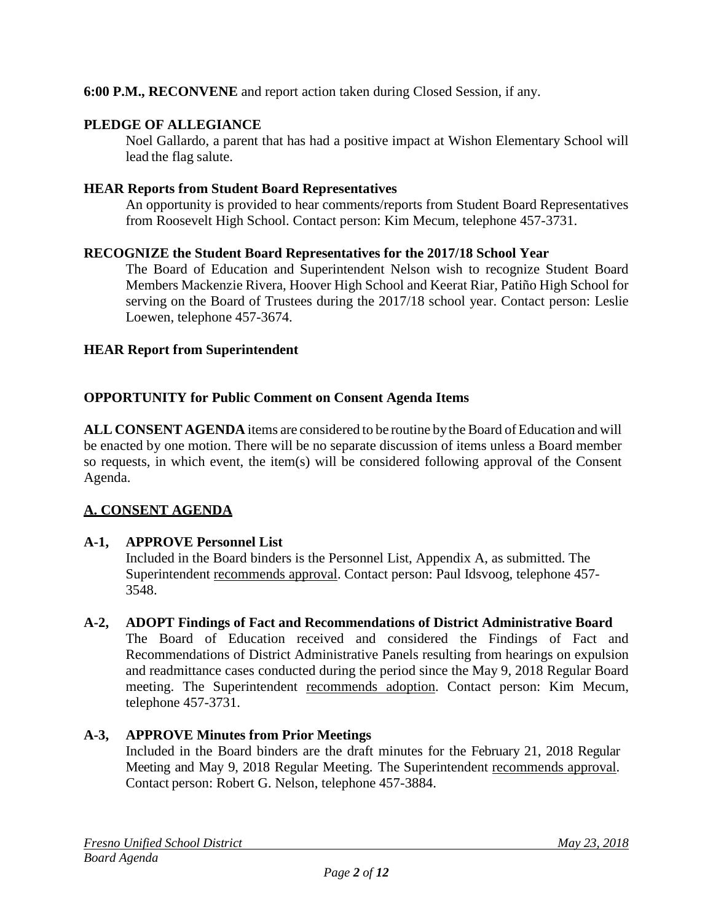**6:00 P.M., RECONVENE** and report action taken during Closed Session, if any.

**PLEDGE OF ALLEGIANCE**

Noel Gallardo, a parent that has had a positive impact at Wishon Elementary School will lead the flag salute.

**HEAR Reports from Student Board Representatives**

An opportunity is provided to hear comments/reports from Student Board Representatives from Roosevelt High School. Contact person: Kim Mecum, telephone 457-3731.

**RECOGNIZE the Student Board Representatives for the 2017/18 School Year**

The Board of Education and Superintendent Nelson wish to recognize Student Board Members Mackenzie Rivera, Hoover High School and Keerat Riar, Patiño High School for serving on the Board of Trustees during the 2017/18 school year. Contact person: Leslie Loewen, telephone 457-3674.

**HEAR Report from Superintendent**

**OPPORTUNITY for Public Comment on Consent Agenda Items**

**ALL CONSENT AGENDA** items are considered to be routine by the Board of Education and will be enacted by one motion. There will be no separate discussion of items unless a Board member so requests, in which event, the item(s) will be considered following approval of the Consent Agenda.

## A. CONSENT AGENDA

**A-1, APPROVE Personnel List**

Included in the Board binders is the Personnel List, Appendix A, as submitted. The Superintendent recommends approval. Contact person: Paul Idsvoog, telephone 457-3548.

**A-2, ADOPT Findings of Fact and Recommendations of District Administrative Board**

The Board of Education received and considered the Findings of Fact and Recommendations of District Administrative Panels resulting from hearings on expulsion and readmittance cases conducted during the period since the May 9, 2018 Regular Board meeting. The Superintendent recommends adoption. Contact person: Kim Mecum, telephone 457-3731.

**A-3, APPROVE Minutes from Prior Meetings**

Included in the Board binders are the draft minutes for the February 21, 2018 Regular Meeting and May 9, 2018 Regular Meeting. The Superintendent recommends approval. Contact person: Robert G. Nelson, telephone 457-3884.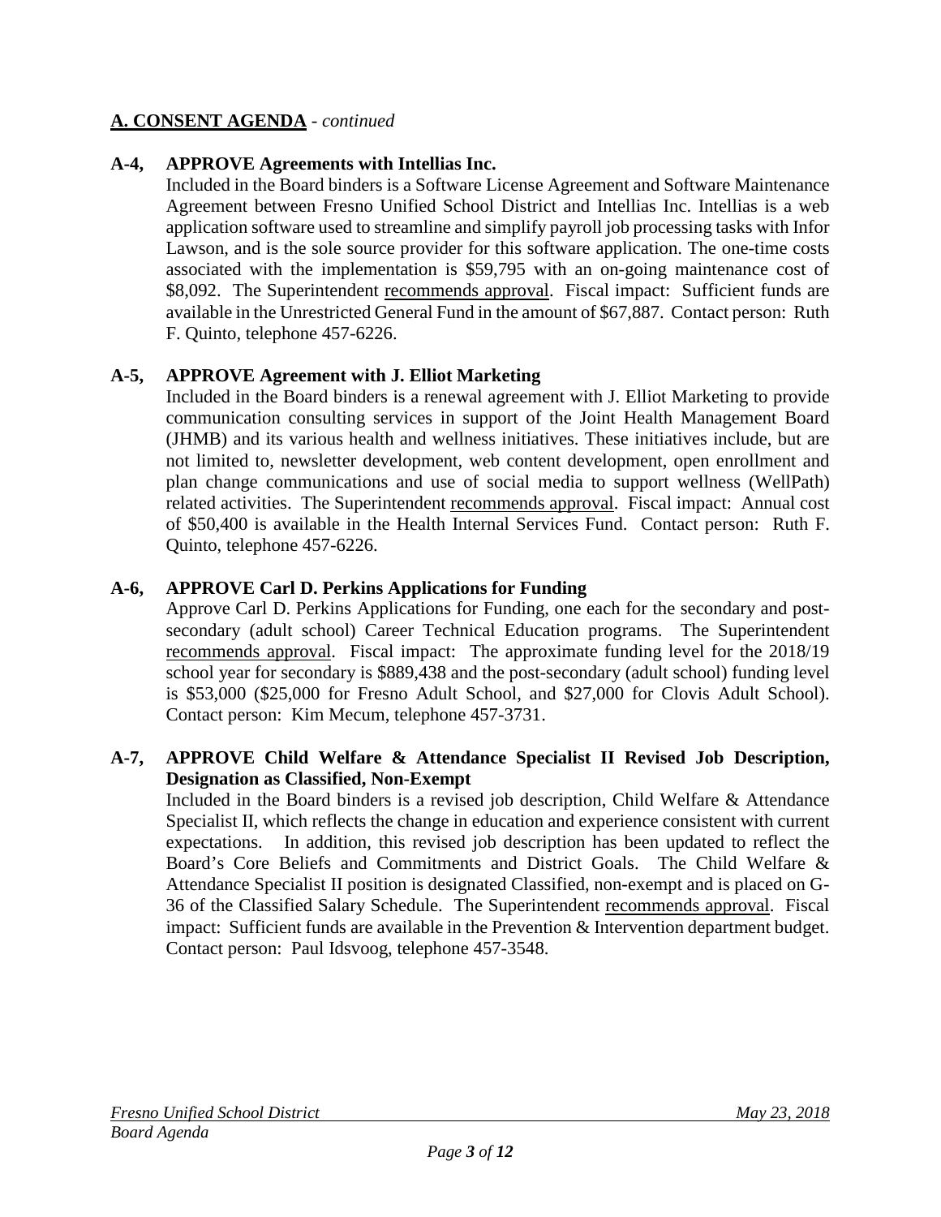**A. CONSENT AGENDA** - *continued*

**A-4, APPROVE Agreements with Intellias Inc.**

Included in the Board binders is a Software License Agreement and Software Maintenance Agreement between Fresno Unified School District and Intellias Inc. Intellias is a web application software used to streamline and simplify payroll job processing tasks with Infor Lawson, and is the sole source provider for this software application. The one-time costs associated with the implementation is $59,795 with an on-going maintenance cost of $8,092. The Superintendent recommends approval. Fiscal impact: Sufficient funds are available in the Unrestricted General Fund in the amount of $67,887. Contact person: Ruth F. Quinto, telephone 457-6226.

**A-5, APPROVE Agreement with J. Elliot Marketing**

Included in the Board binders is a renewal agreement with J. Elliot Marketing to provide communication consulting services in support of the Joint Health Management Board (JHMB) and its various health and wellness initiatives. These initiatives include, but are not limited to, newsletter development, web content development, open enrollment and plan change communications and use of social media to support wellness (WellPath) related activities. The Superintendent recommends approval. Fiscal impact: Annual cost of $50,400 is available in the Health Internal Services Fund. Contact person: Ruth F. Quinto, telephone 457-6226.

**A-6, APPROVE Carl D. Perkins Applications for Funding**

Approve Carl D. Perkins Applications for Funding, one each for the secondary and post-secondary (adult school) Career Technical Education programs. The Superintendent recommends approval. Fiscal impact: The approximate funding level for the 2018/19 school year for secondary is $889,438 and the post-secondary (adult school) funding level is $53,000 ($25,000 for Fresno Adult School, and $27,000 for Clovis Adult School). Contact person: Kim Mecum, telephone 457-3731.

**A-7, APPROVE Child Welfare & Attendance Specialist II Revised Job Description, Designation as Classified, Non-Exempt**

Included in the Board binders is a revised job description, Child Welfare & Attendance Specialist II, which reflects the change in education and experience consistent with current expectations. In addition, this revised job description has been updated to reflect the Board's Core Beliefs and Commitments and District Goals. The Child Welfare & Attendance Specialist II position is designated Classified, non-exempt and is placed on G-36 of the Classified Salary Schedule. The Superintendent recommends approval. Fiscal impact: Sufficient funds are available in the Prevention & Intervention department budget. Contact person: Paul Idsvoog, telephone 457-3548.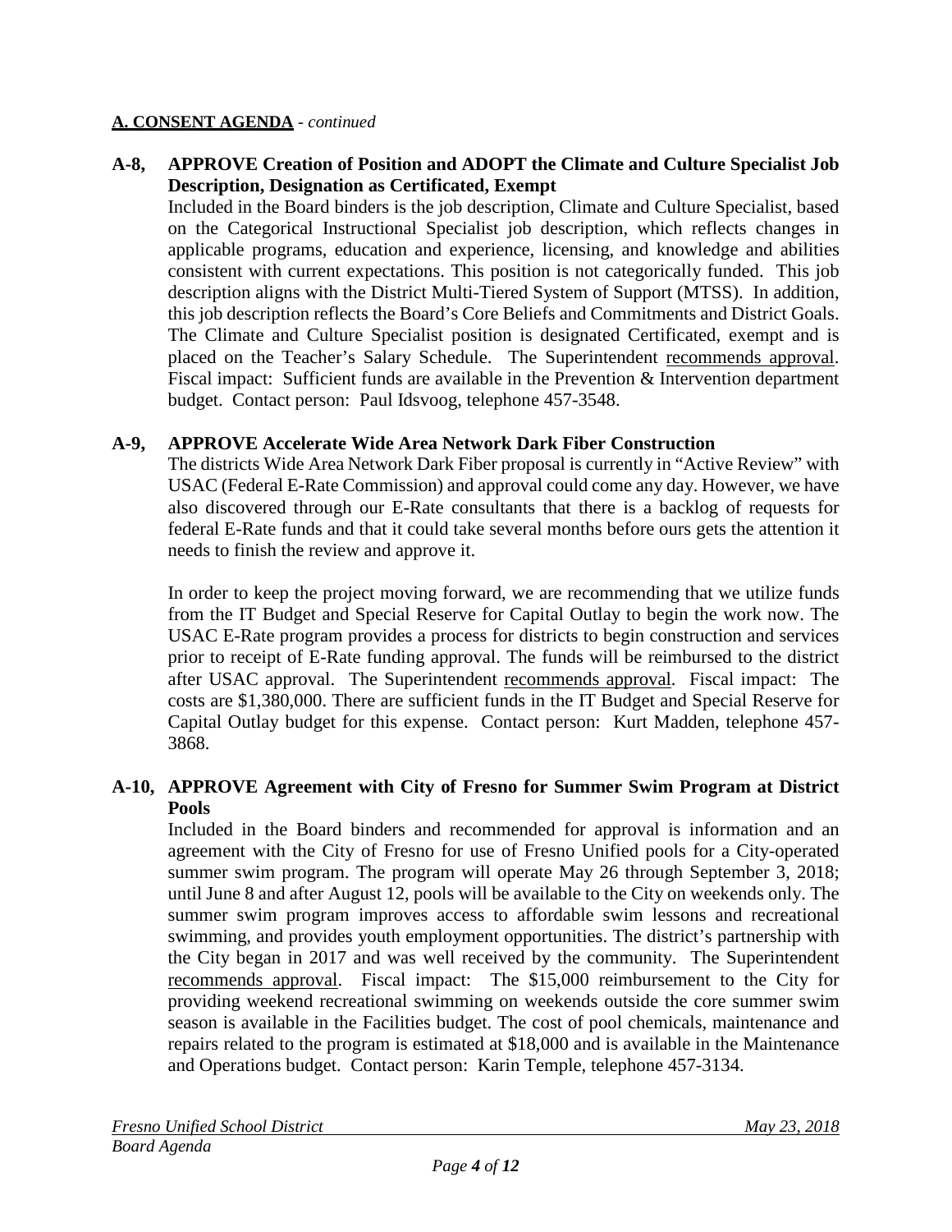**A. CONSENT AGENDA** - *continued*

**A-8, APPROVE Creation of Position and ADOPT the Climate and Culture Specialist Job Description, Designation as Certificated, Exempt**

Included in the Board binders is the job description, Climate and Culture Specialist, based on the Categorical Instructional Specialist job description, which reflects changes in applicable programs, education and experience, licensing, and knowledge and abilities consistent with current expectations. This position is not categorically funded. This job description aligns with the District Multi-Tiered System of Support (MTSS). In addition, this job description reflects the Board's Core Beliefs and Commitments and District Goals. The Climate and Culture Specialist position is designated Certificated, exempt and is placed on the Teacher's Salary Schedule. The Superintendent recommends approval. Fiscal impact: Sufficient funds are available in the Prevention & Intervention department budget. Contact person: Paul Idsvoog, telephone 457-3548.

**A-9, APPROVE Accelerate Wide Area Network Dark Fiber Construction**

The districts Wide Area Network Dark Fiber proposal is currently in "Active Review" with USAC (Federal E-Rate Commission) and approval could come any day. However, we have also discovered through our E-Rate consultants that there is a backlog of requests for federal E-Rate funds and that it could take several months before ours gets the attention it needs to finish the review and approve it.

In order to keep the project moving forward, we are recommending that we utilize funds from the IT Budget and Special Reserve for Capital Outlay to begin the work now. The USAC E-Rate program provides a process for districts to begin construction and services prior to receipt of E-Rate funding approval. The funds will be reimbursed to the district after USAC approval. The Superintendent recommends approval. Fiscal impact: The costs are $1,380,000. There are sufficient funds in the IT Budget and Special Reserve for Capital Outlay budget for this expense. Contact person: Kurt Madden, telephone 457-3868.

**A-10, APPROVE Agreement with City of Fresno for Summer Swim Program at District Pools**

Included in the Board binders and recommended for approval is information and an agreement with the City of Fresno for use of Fresno Unified pools for a City-operated summer swim program. The program will operate May 26 through September 3, 2018; until June 8 and after August 12, pools will be available to the City on weekends only. The summer swim program improves access to affordable swim lessons and recreational swimming, and provides youth employment opportunities. The district's partnership with the City began in 2017 and was well received by the community. The Superintendent recommends approval. Fiscal impact: The $15,000 reimbursement to the City for providing weekend recreational swimming on weekends outside the core summer swim season is available in the Facilities budget. The cost of pool chemicals, maintenance and repairs related to the program is estimated at $18,000 and is available in the Maintenance and Operations budget. Contact person: Karin Temple, telephone 457-3134.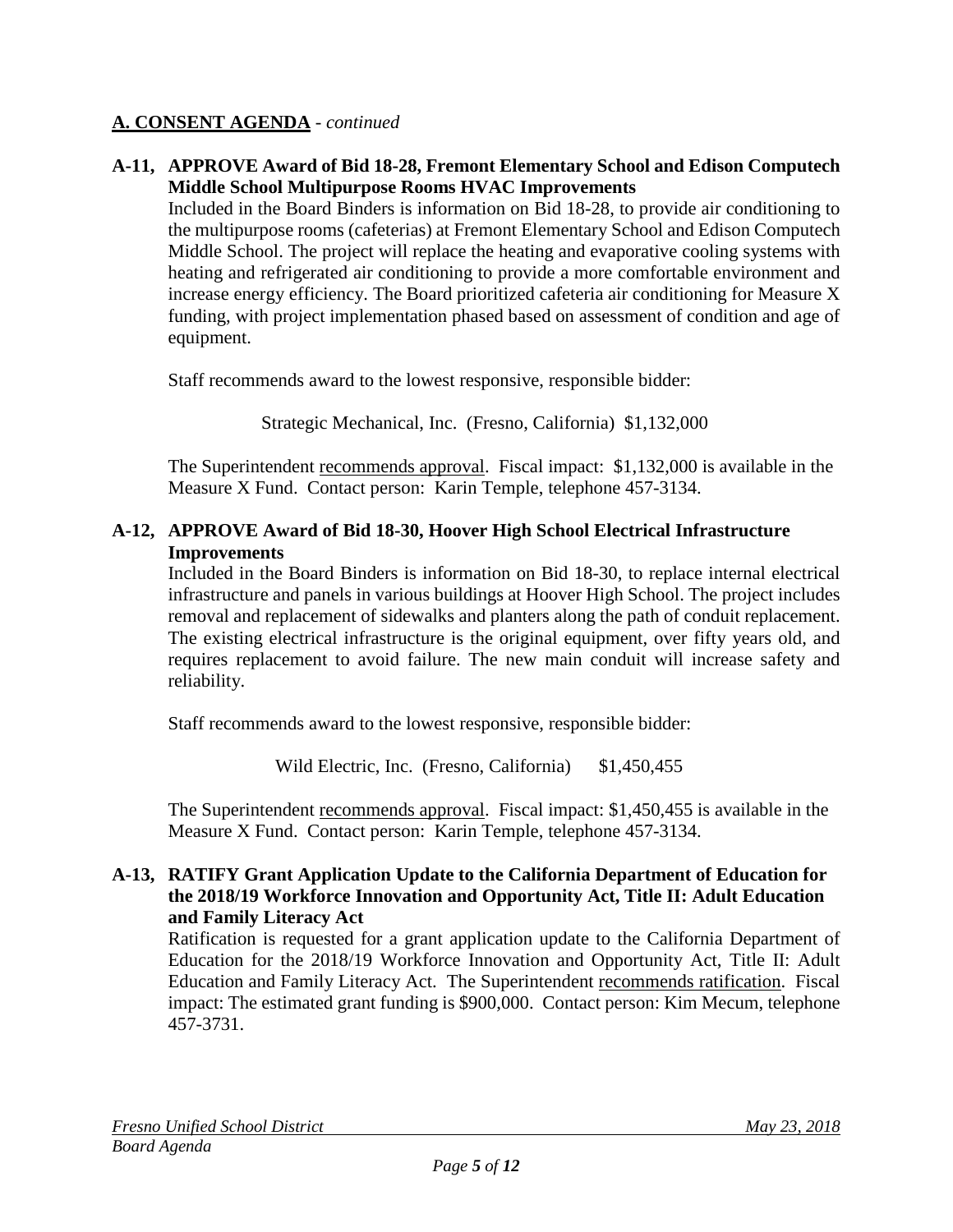## <u>A. CONSENT AGENDA</u> - *continued*

**A-11, APPROVE Award of Bid 18-28, Fremont Elementary School and Edison Computech Middle School Multipurpose Rooms HVAC Improvements**

Included in the Board Binders is information on Bid 18-28, to provide air conditioning to the multipurpose rooms (cafeterias) at Fremont Elementary School and Edison Computech Middle School. The project will replace the heating and evaporative cooling systems with heating and refrigerated air conditioning to provide a more comfortable environment and increase energy efficiency. The Board prioritized cafeteria air conditioning for Measure X funding, with project implementation phased based on assessment of condition and age of equipment.

Staff recommends award to the lowest responsive, responsible bidder:

Strategic Mechanical, Inc. (Fresno, California) $1,132,000

The Superintendent <u>recommends approval</u>. Fiscal impact: $1,132,000 is available in the Measure X Fund. Contact person: Karin Temple, telephone 457-3134.

**A-12, APPROVE Award of Bid 18-30, Hoover High School Electrical Infrastructure Improvements**

Included in the Board Binders is information on Bid 18-30, to replace internal electrical infrastructure and panels in various buildings at Hoover High School. The project includes removal and replacement of sidewalks and planters along the path of conduit replacement. The existing electrical infrastructure is the original equipment, over fifty years old, and requires replacement to avoid failure. The new main conduit will increase safety and reliability.

Staff recommends award to the lowest responsive, responsible bidder:

Wild Electric, Inc. (Fresno, California) $1,450,455

The Superintendent <u>recommends approval</u>. Fiscal impact: $1,450,455 is available in the Measure X Fund. Contact person: Karin Temple, telephone 457-3134.

**A-13, RATIFY Grant Application Update to the California Department of Education for the 2018/19 Workforce Innovation and Opportunity Act, Title II: Adult Education and Family Literacy Act**

Ratification is requested for a grant application update to the California Department of Education for the 2018/19 Workforce Innovation and Opportunity Act, Title II: Adult Education and Family Literacy Act. The Superintendent <u>recommends ratification</u>. Fiscal impact: The estimated grant funding is $900,000. Contact person: Kim Mecum, telephone 457-3731.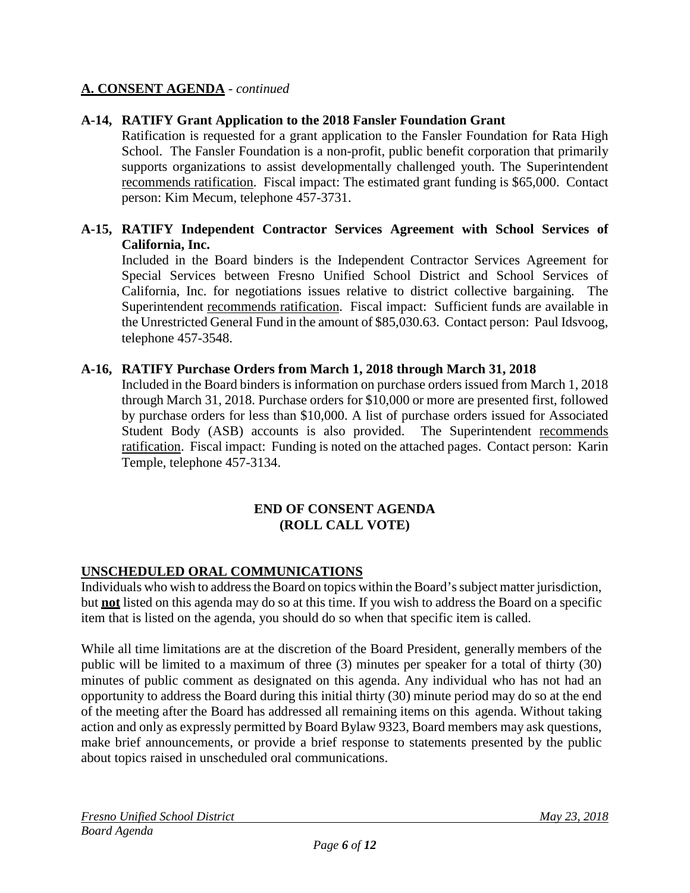## A. CONSENT AGENDA - *continued*

**A-14, RATIFY Grant Application to the 2018 Fansler Foundation Grant**

Ratification is requested for a grant application to the Fansler Foundation for Rata High School. The Fansler Foundation is a non-profit, public benefit corporation that primarily supports organizations to assist developmentally challenged youth. The Superintendent recommends ratification. Fiscal impact: The estimated grant funding is $65,000. Contact person: Kim Mecum, telephone 457-3731.

**A-15, RATIFY Independent Contractor Services Agreement with School Services of California, Inc.**

Included in the Board binders is the Independent Contractor Services Agreement for Special Services between Fresno Unified School District and School Services of California, Inc. for negotiations issues relative to district collective bargaining. The Superintendent recommends ratification. Fiscal impact: Sufficient funds are available in the Unrestricted General Fund in the amount of $85,030.63. Contact person: Paul Idsvoog, telephone 457-3548.

**A-16, RATIFY Purchase Orders from March 1, 2018 through March 31, 2018**

Included in the Board binders is information on purchase orders issued from March 1, 2018 through March 31, 2018. Purchase orders for $10,000 or more are presented first, followed by purchase orders for less than $10,000. A list of purchase orders issued for Associated Student Body (ASB) accounts is also provided. The Superintendent recommends ratification. Fiscal impact: Funding is noted on the attached pages. Contact person: Karin Temple, telephone 457-3134.

**END OF CONSENT AGENDA**
**(ROLL CALL VOTE)**

## UNSCHEDULED ORAL COMMUNICATIONS

Individuals who wish to address the Board on topics within the Board's subject matter jurisdiction, but **not** listed on this agenda may do so at this time. If you wish to address the Board on a specific item that is listed on the agenda, you should do so when that specific item is called.

While all time limitations are at the discretion of the Board President, generally members of the public will be limited to a maximum of three (3) minutes per speaker for a total of thirty (30) minutes of public comment as designated on this agenda. Any individual who has not had an opportunity to address the Board during this initial thirty (30) minute period may do so at the end of the meeting after the Board has addressed all remaining items on this agenda. Without taking action and only as expressly permitted by Board Bylaw 9323, Board members may ask questions, make brief announcements, or provide a brief response to statements presented by the public about topics raised in unscheduled oral communications.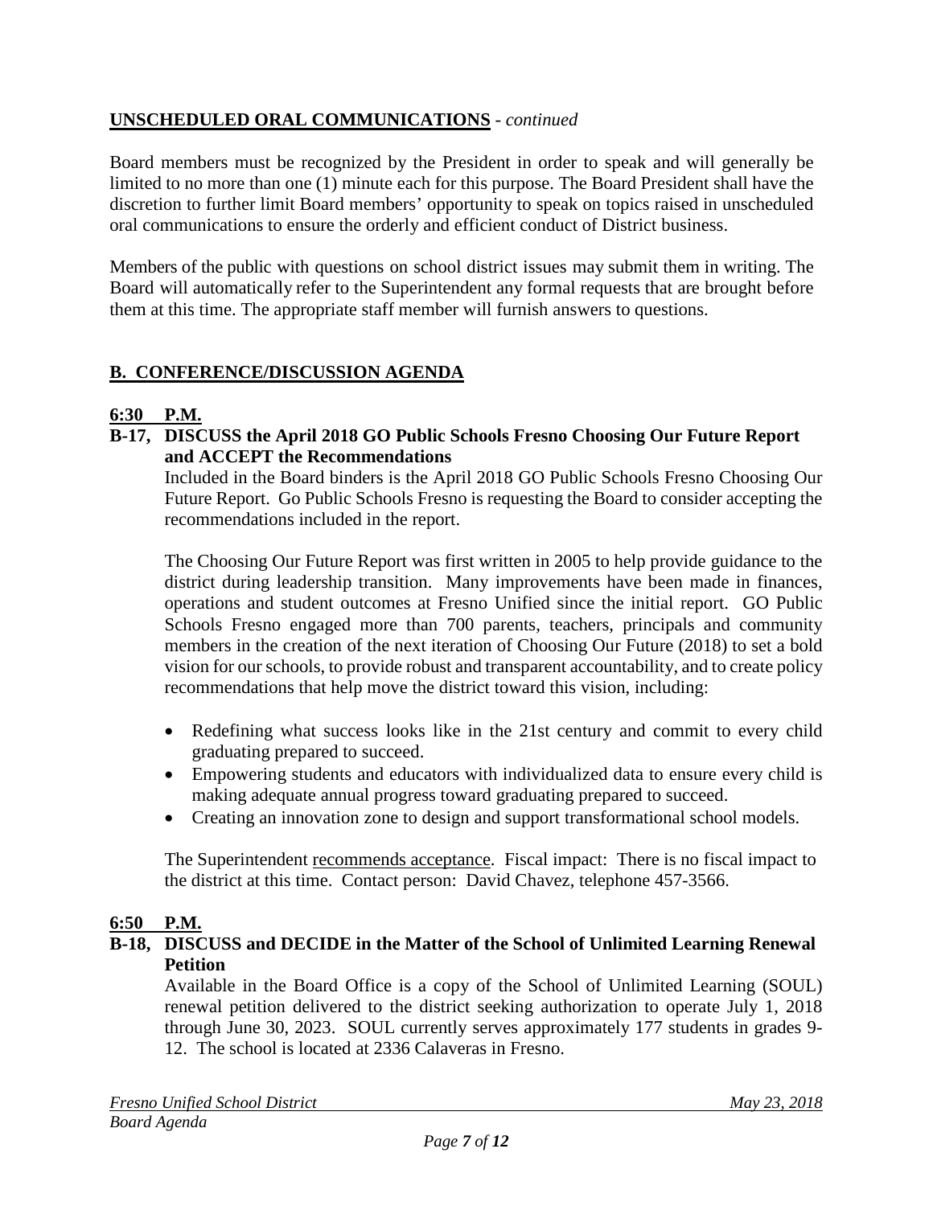## UNSCHEDULED ORAL COMMUNICATIONS - *continued*

Board members must be recognized by the President in order to speak and will generally be limited to no more than one (1) minute each for this purpose. The Board President shall have the discretion to further limit Board members' opportunity to speak on topics raised in unscheduled oral communications to ensure the orderly and efficient conduct of District business.

Members of the public with questions on school district issues may submit them in writing. The Board will automatically refer to the Superintendent any formal requests that are brought before them at this time. The appropriate staff member will furnish answers to questions.

## B. CONFERENCE/DISCUSSION AGENDA

**6:30 P.M.**

**B-17, DISCUSS the April 2018 GO Public Schools Fresno Choosing Our Future Report and ACCEPT the Recommendations**

Included in the Board binders is the April 2018 GO Public Schools Fresno Choosing Our Future Report. Go Public Schools Fresno is requesting the Board to consider accepting the recommendations included in the report.

The Choosing Our Future Report was first written in 2005 to help provide guidance to the district during leadership transition. Many improvements have been made in finances, operations and student outcomes at Fresno Unified since the initial report. GO Public Schools Fresno engaged more than 700 parents, teachers, principals and community members in the creation of the next iteration of Choosing Our Future (2018) to set a bold vision for our schools, to provide robust and transparent accountability, and to create policy recommendations that help move the district toward this vision, including:

- Redefining what success looks like in the 21st century and commit to every child graduating prepared to succeed.
- Empowering students and educators with individualized data to ensure every child is making adequate annual progress toward graduating prepared to succeed.
- Creating an innovation zone to design and support transformational school models.

The Superintendent recommends acceptance. Fiscal impact: There is no fiscal impact to the district at this time. Contact person: David Chavez, telephone 457-3566.

**6:50 P.M.**

**B-18, DISCUSS and DECIDE in the Matter of the School of Unlimited Learning Renewal Petition**

Available in the Board Office is a copy of the School of Unlimited Learning (SOUL) renewal petition delivered to the district seeking authorization to operate July 1, 2018 through June 30, 2023. SOUL currently serves approximately 177 students in grades 9-12. The school is located at 2336 Calaveras in Fresno.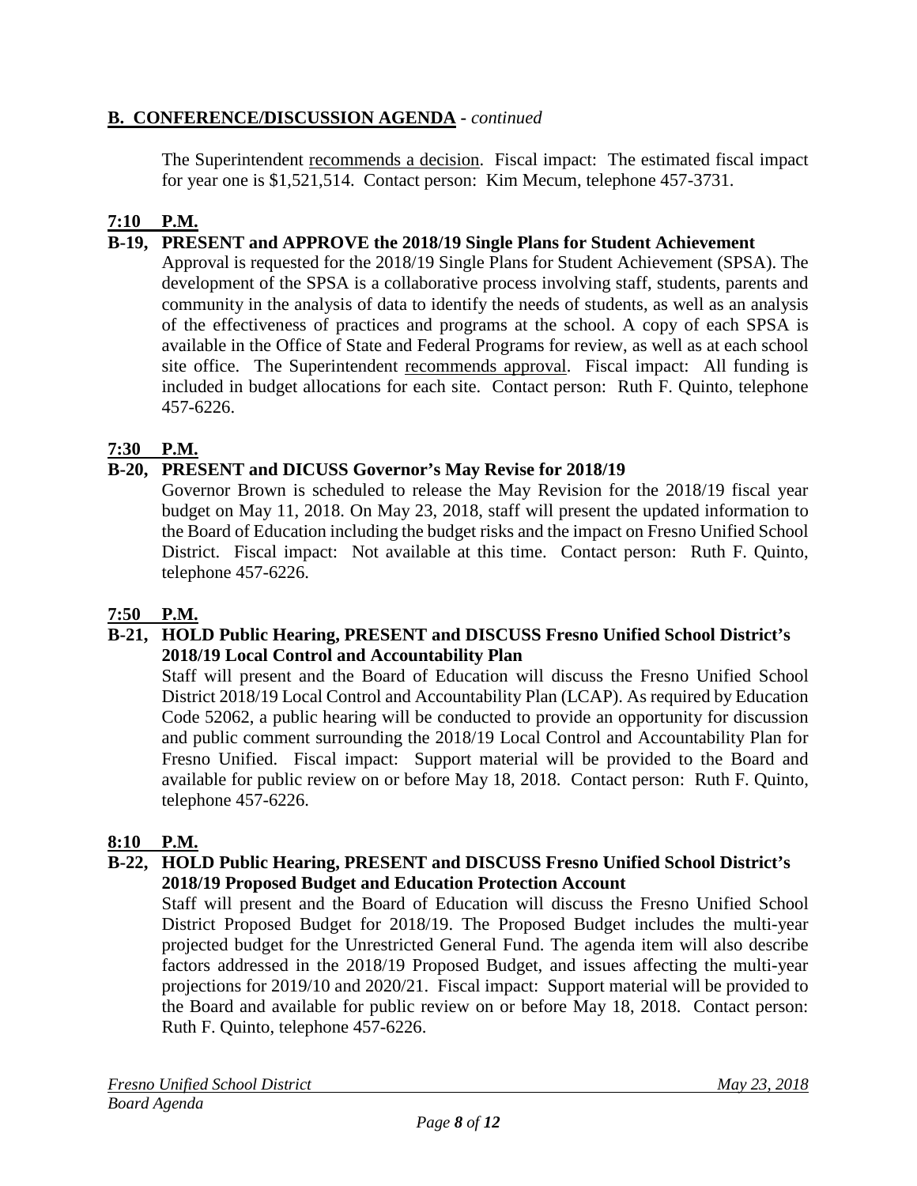## B. CONFERENCE/DISCUSSION AGENDA - *continued*

The Superintendent recommends a decision. Fiscal impact: The estimated fiscal impact for year one is $1,521,514. Contact person: Kim Mecum, telephone 457-3731.

**7:10 P.M.**

**B-19, PRESENT and APPROVE the 2018/19 Single Plans for Student Achievement**

Approval is requested for the 2018/19 Single Plans for Student Achievement (SPSA). The development of the SPSA is a collaborative process involving staff, students, parents and community in the analysis of data to identify the needs of students, as well as an analysis of the effectiveness of practices and programs at the school. A copy of each SPSA is available in the Office of State and Federal Programs for review, as well as at each school site office. The Superintendent recommends approval. Fiscal impact: All funding is included in budget allocations for each site. Contact person: Ruth F. Quinto, telephone 457-6226.

**7:30 P.M.**

**B-20, PRESENT and DICUSS Governor's May Revise for 2018/19**

Governor Brown is scheduled to release the May Revision for the 2018/19 fiscal year budget on May 11, 2018. On May 23, 2018, staff will present the updated information to the Board of Education including the budget risks and the impact on Fresno Unified School District. Fiscal impact: Not available at this time. Contact person: Ruth F. Quinto, telephone 457-6226.

**7:50 P.M.**

**B-21, HOLD Public Hearing, PRESENT and DISCUSS Fresno Unified School District's 2018/19 Local Control and Accountability Plan**

Staff will present and the Board of Education will discuss the Fresno Unified School District 2018/19 Local Control and Accountability Plan (LCAP). As required by Education Code 52062, a public hearing will be conducted to provide an opportunity for discussion and public comment surrounding the 2018/19 Local Control and Accountability Plan for Fresno Unified. Fiscal impact: Support material will be provided to the Board and available for public review on or before May 18, 2018. Contact person: Ruth F. Quinto, telephone 457-6226.

**8:10 P.M.**

**B-22, HOLD Public Hearing, PRESENT and DISCUSS Fresno Unified School District's 2018/19 Proposed Budget and Education Protection Account**

Staff will present and the Board of Education will discuss the Fresno Unified School District Proposed Budget for 2018/19. The Proposed Budget includes the multi-year projected budget for the Unrestricted General Fund. The agenda item will also describe factors addressed in the 2018/19 Proposed Budget, and issues affecting the multi-year projections for 2019/10 and 2020/21. Fiscal impact: Support material will be provided to the Board and available for public review on or before May 18, 2018. Contact person: Ruth F. Quinto, telephone 457-6226.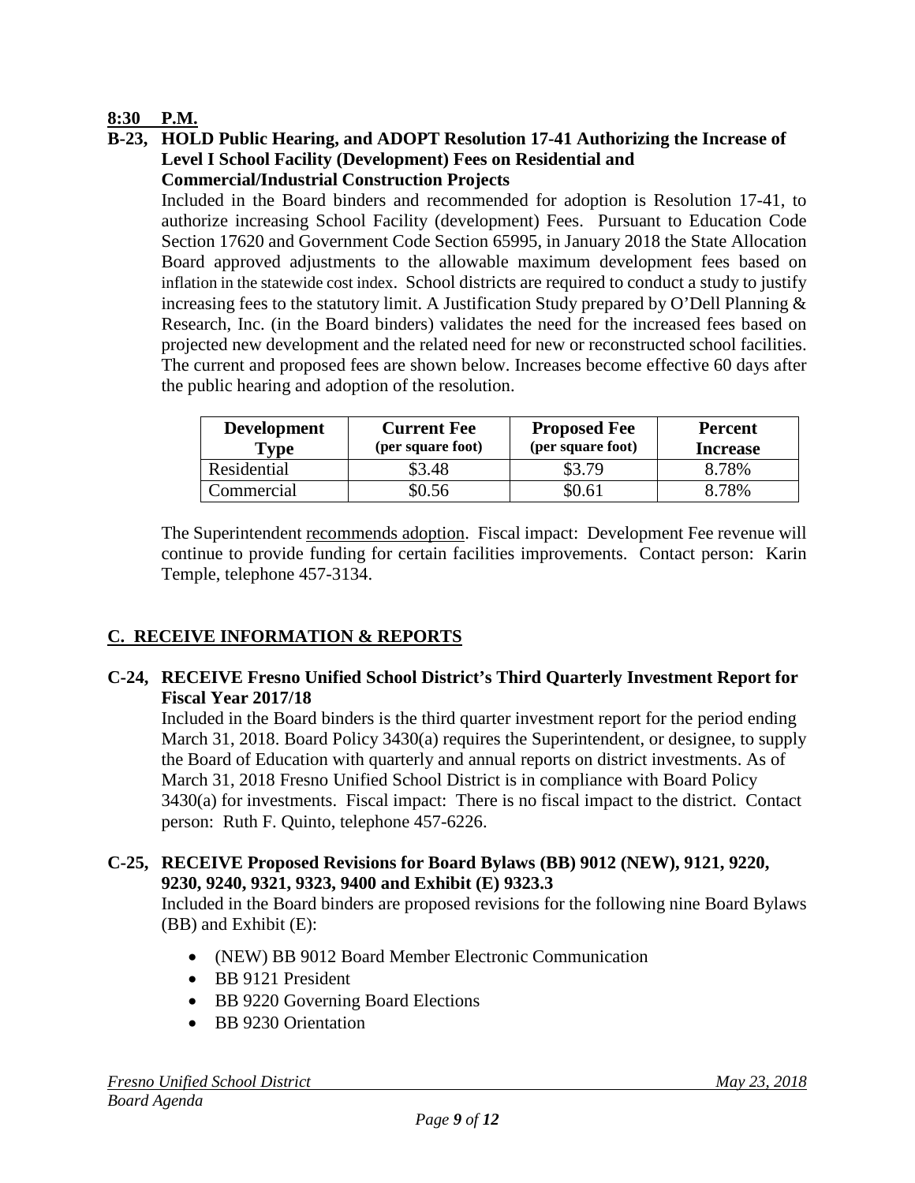**8:30 P.M.**

**B-23, HOLD Public Hearing, and ADOPT Resolution 17-41 Authorizing the Increase of Level I School Facility (Development) Fees on Residential and Commercial/Industrial Construction Projects**

Included in the Board binders and recommended for adoption is Resolution 17-41, to authorize increasing School Facility (development) Fees. Pursuant to Education Code Section 17620 and Government Code Section 65995, in January 2018 the State Allocation Board approved adjustments to the allowable maximum development fees based on inflation in the statewide cost index. School districts are required to conduct a study to justify increasing fees to the statutory limit. A Justification Study prepared by O'Dell Planning & Research, Inc. (in the Board binders) validates the need for the increased fees based on projected new development and the related need for new or reconstructed school facilities. The current and proposed fees are shown below. Increases become effective 60 days after the public hearing and adoption of the resolution.

| Development Type | Current Fee (per square foot) | Proposed Fee (per square foot) | Percent Increase |
|---|---|---|---|
| Residential | $3.48 | $3.79 | 8.78% |
| Commercial | $0.56 | $0.61 | 8.78% |

The Superintendent recommends adoption. Fiscal impact: Development Fee revenue will continue to provide funding for certain facilities improvements. Contact person: Karin Temple, telephone 457-3134.

## C. RECEIVE INFORMATION & REPORTS

**C-24, RECEIVE Fresno Unified School District's Third Quarterly Investment Report for Fiscal Year 2017/18**

Included in the Board binders is the third quarter investment report for the period ending March 31, 2018. Board Policy 3430(a) requires the Superintendent, or designee, to supply the Board of Education with quarterly and annual reports on district investments. As of March 31, 2018 Fresno Unified School District is in compliance with Board Policy 3430(a) for investments. Fiscal impact: There is no fiscal impact to the district. Contact person: Ruth F. Quinto, telephone 457-6226.

**C-25, RECEIVE Proposed Revisions for Board Bylaws (BB) 9012 (NEW), 9121, 9220, 9230, 9240, 9321, 9323, 9400 and Exhibit (E) 9323.3**

Included in the Board binders are proposed revisions for the following nine Board Bylaws (BB) and Exhibit (E):

- (NEW) BB 9012 Board Member Electronic Communication
- BB 9121 President
- BB 9220 Governing Board Elections
- BB 9230 Orientation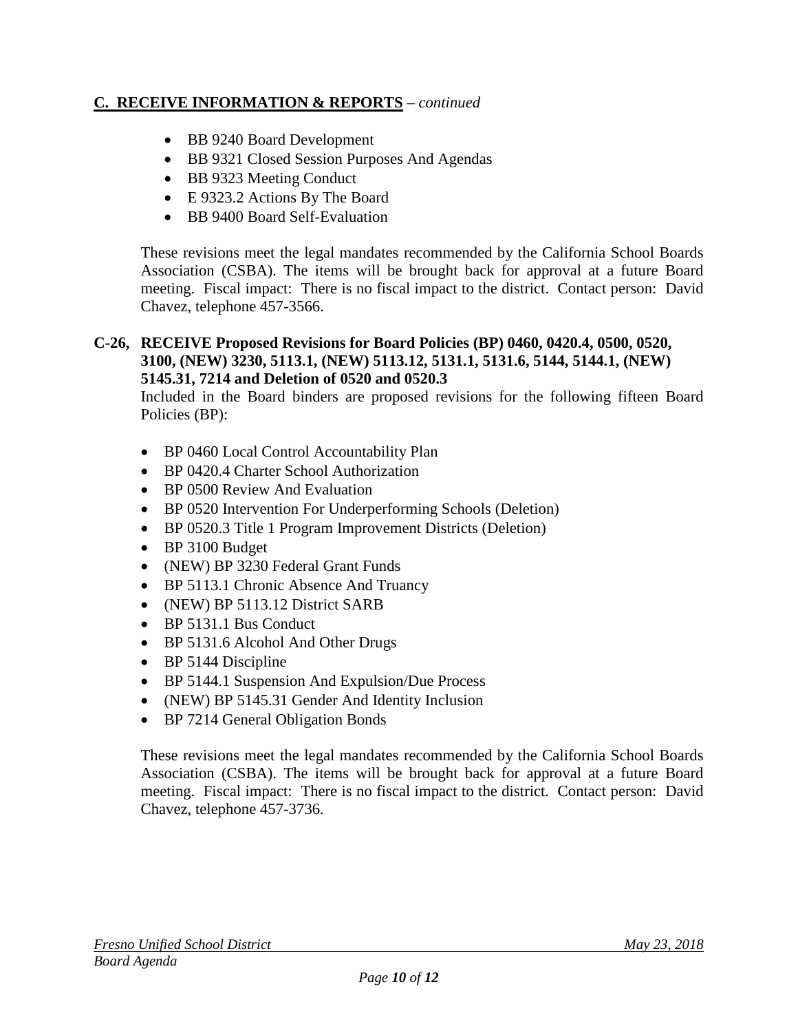## C. RECEIVE INFORMATION & REPORTS – *continued*

- BB 9240 Board Development
- BB 9321 Closed Session Purposes And Agendas
- BB 9323 Meeting Conduct
- E 9323.2 Actions By The Board
- BB 9400 Board Self-Evaluation

These revisions meet the legal mandates recommended by the California School Boards Association (CSBA). The items will be brought back for approval at a future Board meeting. Fiscal impact: There is no fiscal impact to the district. Contact person: David Chavez, telephone 457-3566.

**C-26, RECEIVE Proposed Revisions for Board Policies (BP) 0460, 0420.4, 0500, 0520, 3100, (NEW) 3230, 5113.1, (NEW) 5113.12, 5131.1, 5131.6, 5144, 5144.1, (NEW) 5145.31, 7214 and Deletion of 0520 and 0520.3**

Included in the Board binders are proposed revisions for the following fifteen Board Policies (BP):

- BP 0460 Local Control Accountability Plan
- BP 0420.4 Charter School Authorization
- BP 0500 Review And Evaluation
- BP 0520 Intervention For Underperforming Schools (Deletion)
- BP 0520.3 Title 1 Program Improvement Districts (Deletion)
- BP 3100 Budget
- (NEW) BP 3230 Federal Grant Funds
- BP 5113.1 Chronic Absence And Truancy
- (NEW) BP 5113.12 District SARB
- BP 5131.1 Bus Conduct
- BP 5131.6 Alcohol And Other Drugs
- BP 5144 Discipline
- BP 5144.1 Suspension And Expulsion/Due Process
- (NEW) BP 5145.31 Gender And Identity Inclusion
- BP 7214 General Obligation Bonds

These revisions meet the legal mandates recommended by the California School Boards Association (CSBA). The items will be brought back for approval at a future Board meeting. Fiscal impact: There is no fiscal impact to the district. Contact person: David Chavez, telephone 457-3736.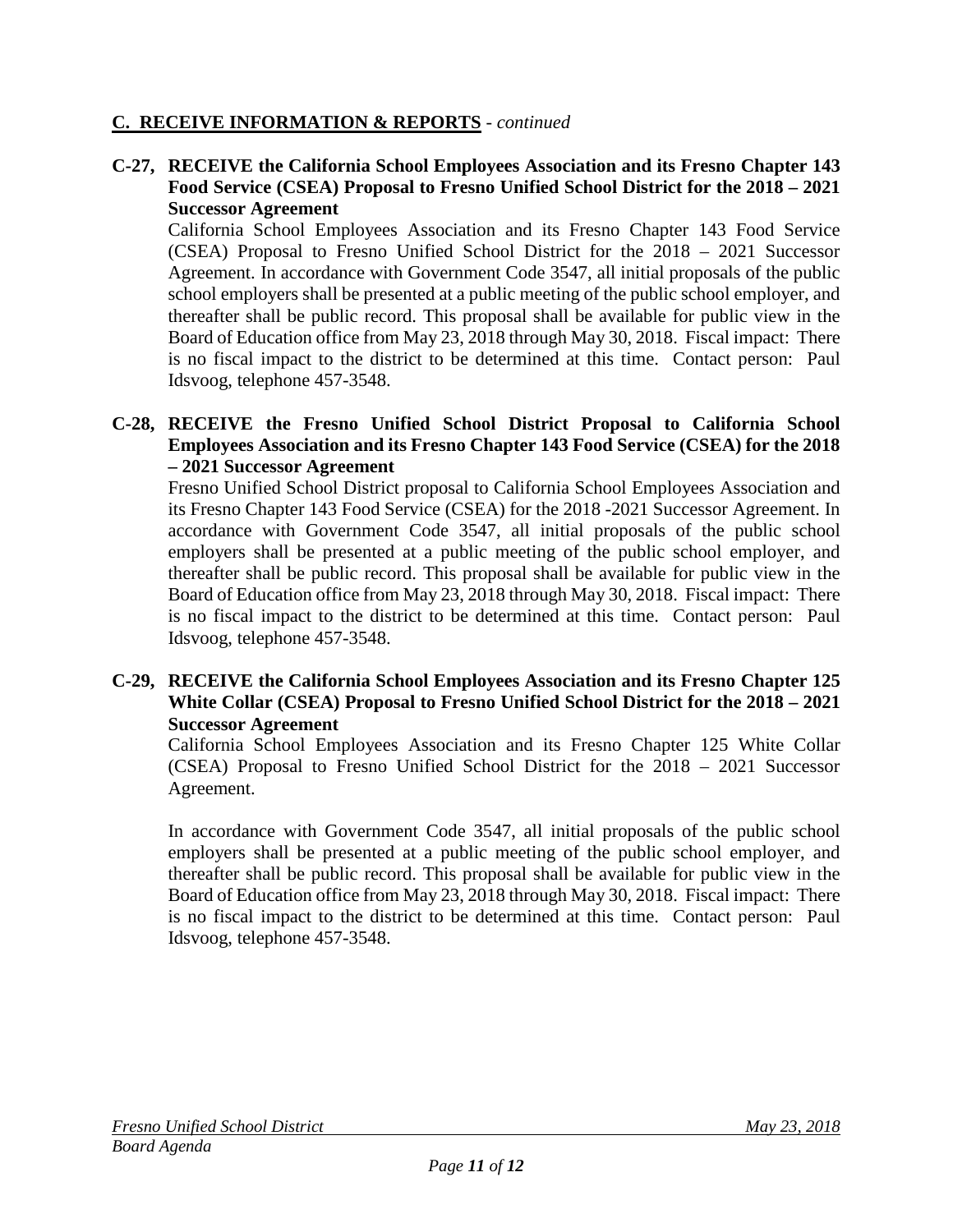## C. RECEIVE INFORMATION & REPORTS - *continued*

**C-27, RECEIVE the California School Employees Association and its Fresno Chapter 143 Food Service (CSEA) Proposal to Fresno Unified School District for the 2018 – 2021 Successor Agreement**

California School Employees Association and its Fresno Chapter 143 Food Service (CSEA) Proposal to Fresno Unified School District for the 2018 – 2021 Successor Agreement. In accordance with Government Code 3547, all initial proposals of the public school employers shall be presented at a public meeting of the public school employer, and thereafter shall be public record. This proposal shall be available for public view in the Board of Education office from May 23, 2018 through May 30, 2018. Fiscal impact: There is no fiscal impact to the district to be determined at this time. Contact person: Paul Idsvoog, telephone 457-3548.

**C-28, RECEIVE the Fresno Unified School District Proposal to California School Employees Association and its Fresno Chapter 143 Food Service (CSEA) for the 2018 – 2021 Successor Agreement**

Fresno Unified School District proposal to California School Employees Association and its Fresno Chapter 143 Food Service (CSEA) for the 2018 -2021 Successor Agreement. In accordance with Government Code 3547, all initial proposals of the public school employers shall be presented at a public meeting of the public school employer, and thereafter shall be public record. This proposal shall be available for public view in the Board of Education office from May 23, 2018 through May 30, 2018. Fiscal impact: There is no fiscal impact to the district to be determined at this time. Contact person: Paul Idsvoog, telephone 457-3548.

**C-29, RECEIVE the California School Employees Association and its Fresno Chapter 125 White Collar (CSEA) Proposal to Fresno Unified School District for the 2018 – 2021 Successor Agreement**

California School Employees Association and its Fresno Chapter 125 White Collar (CSEA) Proposal to Fresno Unified School District for the 2018 – 2021 Successor Agreement.

In accordance with Government Code 3547, all initial proposals of the public school employers shall be presented at a public meeting of the public school employer, and thereafter shall be public record. This proposal shall be available for public view in the Board of Education office from May 23, 2018 through May 30, 2018. Fiscal impact: There is no fiscal impact to the district to be determined at this time. Contact person: Paul Idsvoog, telephone 457-3548.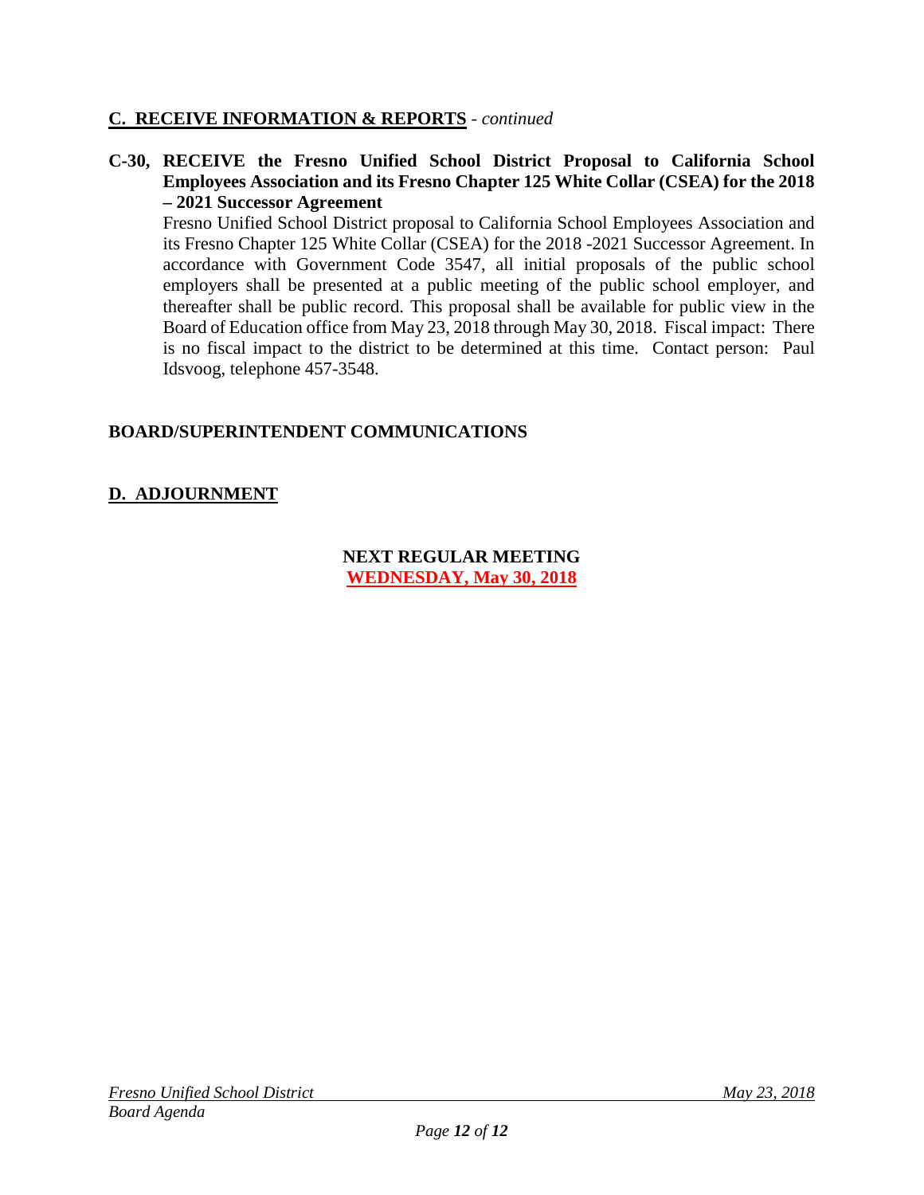## C. RECEIVE INFORMATION & REPORTS - *continued*

**C-30, RECEIVE the Fresno Unified School District Proposal to California School Employees Association and its Fresno Chapter 125 White Collar (CSEA) for the 2018 – 2021 Successor Agreement**

Fresno Unified School District proposal to California School Employees Association and its Fresno Chapter 125 White Collar (CSEA) for the 2018 -2021 Successor Agreement. In accordance with Government Code 3547, all initial proposals of the public school employers shall be presented at a public meeting of the public school employer, and thereafter shall be public record. This proposal shall be available for public view in the Board of Education office from May 23, 2018 through May 30, 2018. Fiscal impact: There is no fiscal impact to the district to be determined at this time. Contact person: Paul Idsvoog, telephone 457-3548.

## BOARD/SUPERINTENDENT COMMUNICATIONS

## D. ADJOURNMENT

**NEXT REGULAR MEETING**
**WEDNESDAY, May 30, 2018**